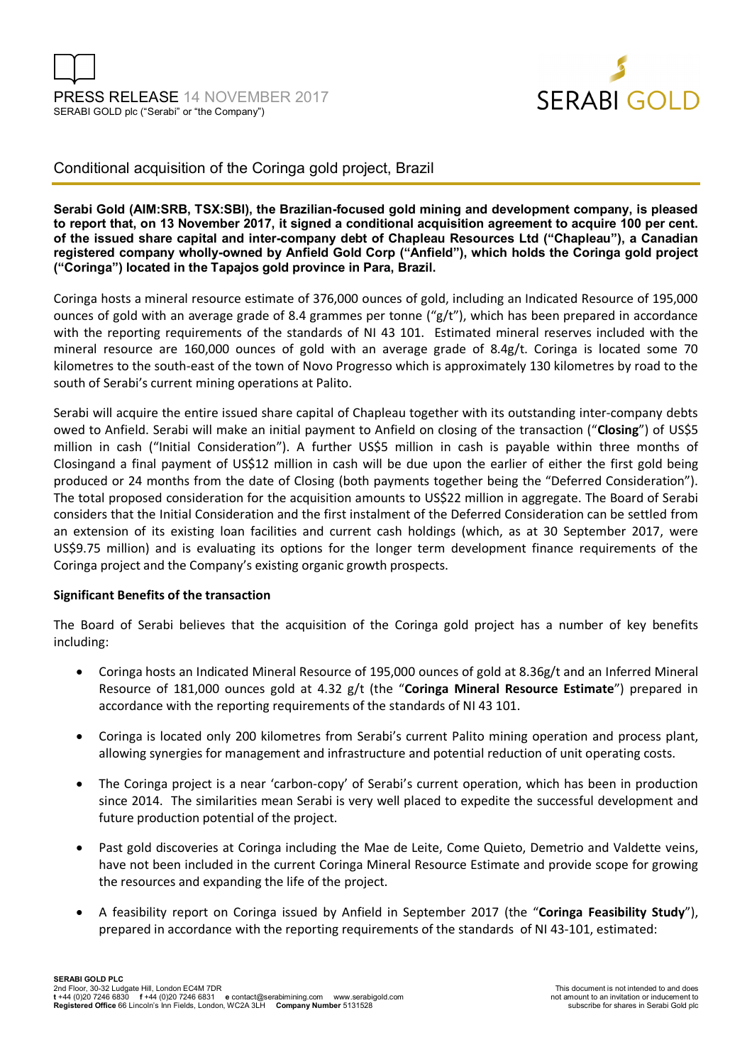PRESS RELEASE 14 NOVEMBER 2017
SERABI GOLD plc ("Serabi" or "the Company")

# Conditional acquisition of the Coringa gold project, Brazil

**Serabi Gold (AIM:SRB, TSX:SBI), the Brazilian-focused gold mining and development company, is pleased to report that, on 13 November 2017, it signed a conditional acquisition agreement to acquire 100 per cent. of the issued share capital and inter-company debt of Chapleau Resources Ltd ("Chapleau"), a Canadian registered company wholly-owned by Anfield Gold Corp ("Anfield"), which holds the Coringa gold project ("Coringa") located in the Tapajos gold province in Para, Brazil.**

Coringa hosts a mineral resource estimate of 376,000 ounces of gold, including an Indicated Resource of 195,000 ounces of gold with an average grade of 8.4 grammes per tonne ("g/t"), which has been prepared in accordance with the reporting requirements of the standards of NI 43 101. Estimated mineral reserves included with the mineral resource are 160,000 ounces of gold with an average grade of 8.4g/t. Coringa is located some 70 kilometres to the south-east of the town of Novo Progresso which is approximately 130 kilometres by road to the south of Serabi's current mining operations at Palito.

Serabi will acquire the entire issued share capital of Chapleau together with its outstanding inter-company debts owed to Anfield. Serabi will make an initial payment to Anfield on closing of the transaction ("**Closing**") of US$5 million in cash ("Initial Consideration"). A further US$5 million in cash is payable within three months of Closingand a final payment of US$12 million in cash will be due upon the earlier of either the first gold being produced or 24 months from the date of Closing (both payments together being the "Deferred Consideration"). The total proposed consideration for the acquisition amounts to US$22 million in aggregate. The Board of Serabi considers that the Initial Consideration and the first instalment of the Deferred Consideration can be settled from an extension of its existing loan facilities and current cash holdings (which, as at 30 September 2017, were US$9.75 million) and is evaluating its options for the longer term development finance requirements of the Coringa project and the Company's existing organic growth prospects.

**Significant Benefits of the transaction**

The Board of Serabi believes that the acquisition of the Coringa gold project has a number of key benefits including:

- Coringa hosts an Indicated Mineral Resource of 195,000 ounces of gold at 8.36g/t and an Inferred Mineral Resource of 181,000 ounces gold at 4.32 g/t (the "**Coringa Mineral Resource Estimate**") prepared in accordance with the reporting requirements of the standards of NI 43 101.

- Coringa is located only 200 kilometres from Serabi's current Palito mining operation and process plant, allowing synergies for management and infrastructure and potential reduction of unit operating costs.

- The Coringa project is a near 'carbon-copy' of Serabi's current operation, which has been in production since 2014. The similarities mean Serabi is very well placed to expedite the successful development and future production potential of the project.

- Past gold discoveries at Coringa including the Mae de Leite, Come Quieto, Demetrio and Valdette veins, have not been included in the current Coringa Mineral Resource Estimate and provide scope for growing the resources and expanding the life of the project.

- A feasibility report on Coringa issued by Anfield in September 2017 (the "**Coringa Feasibility Study**"), prepared in accordance with the reporting requirements of the standards of NI 43-101, estimated: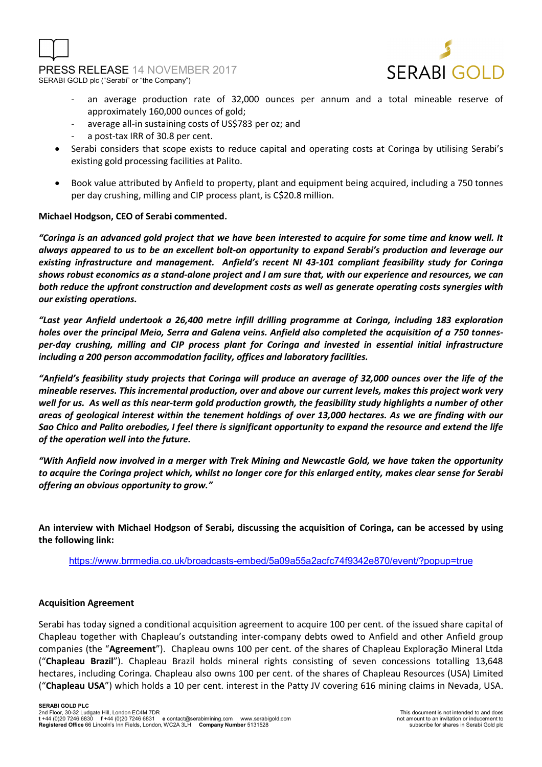- an average production rate of 32,000 ounces per annum and a total mineable reserve of approximately 160,000 ounces of gold;
- average all-in sustaining costs of US$783 per oz; and
- a post-tax IRR of 30.8 per cent.

- Serabi considers that scope exists to reduce capital and operating costs at Coringa by utilising Serabi's existing gold processing facilities at Palito.
- Book value attributed by Anfield to property, plant and equipment being acquired, including a 750 tonnes per day crushing, milling and CIP process plant, is C$20.8 million.

**Michael Hodgson, CEO of Serabi commented.**

***"Coringa is an advanced gold project that we have been interested to acquire for some time and know well. It always appeared to us to be an excellent bolt-on opportunity to expand Serabi's production and leverage our existing infrastructure and management. Anfield's recent NI 43-101 compliant feasibility study for Coringa shows robust economics as a stand-alone project and I am sure that, with our experience and resources, we can both reduce the upfront construction and development costs as well as generate operating costs synergies with our existing operations.***

***"Last year Anfield undertook a 26,400 metre infill drilling programme at Coringa, including 183 exploration holes over the principal Meio, Serra and Galena veins. Anfield also completed the acquisition of a 750 tonnes-per-day crushing, milling and CIP process plant for Coringa and invested in essential initial infrastructure including a 200 person accommodation facility, offices and laboratory facilities.***

***"Anfield's feasibility study projects that Coringa will produce an average of 32,000 ounces over the life of the mineable reserves. This incremental production, over and above our current levels, makes this project work very well for us. As well as this near-term gold production growth, the feasibility study highlights a number of other areas of geological interest within the tenement holdings of over 13,000 hectares. As we are finding with our Sao Chico and Palito orebodies, I feel there is significant opportunity to expand the resource and extend the life of the operation well into the future.***

***"With Anfield now involved in a merger with Trek Mining and Newcastle Gold, we have taken the opportunity to acquire the Coringa project which, whilst no longer core for this enlarged entity, makes clear sense for Serabi offering an obvious opportunity to grow."***

**An interview with Michael Hodgson of Serabi, discussing the acquisition of Coringa, can be accessed by using the following link:**

https://www.brrmedia.co.uk/broadcasts-embed/5a09a55a2acfc74f9342e870/event/?popup=true

**Acquisition Agreement**

Serabi has today signed a conditional acquisition agreement to acquire 100 per cent. of the issued share capital of Chapleau together with Chapleau's outstanding inter-company debts owed to Anfield and other Anfield group companies (the "**Agreement**"). Chapleau owns 100 per cent. of the shares of Chapleau Exploração Mineral Ltda ("**Chapleau Brazil**"). Chapleau Brazil holds mineral rights consisting of seven concessions totalling 13,648 hectares, including Coringa. Chapleau also owns 100 per cent. of the shares of Chapleau Resources (USA) Limited ("**Chapleau USA**") which holds a 10 per cent. interest in the Patty JV covering 616 mining claims in Nevada, USA.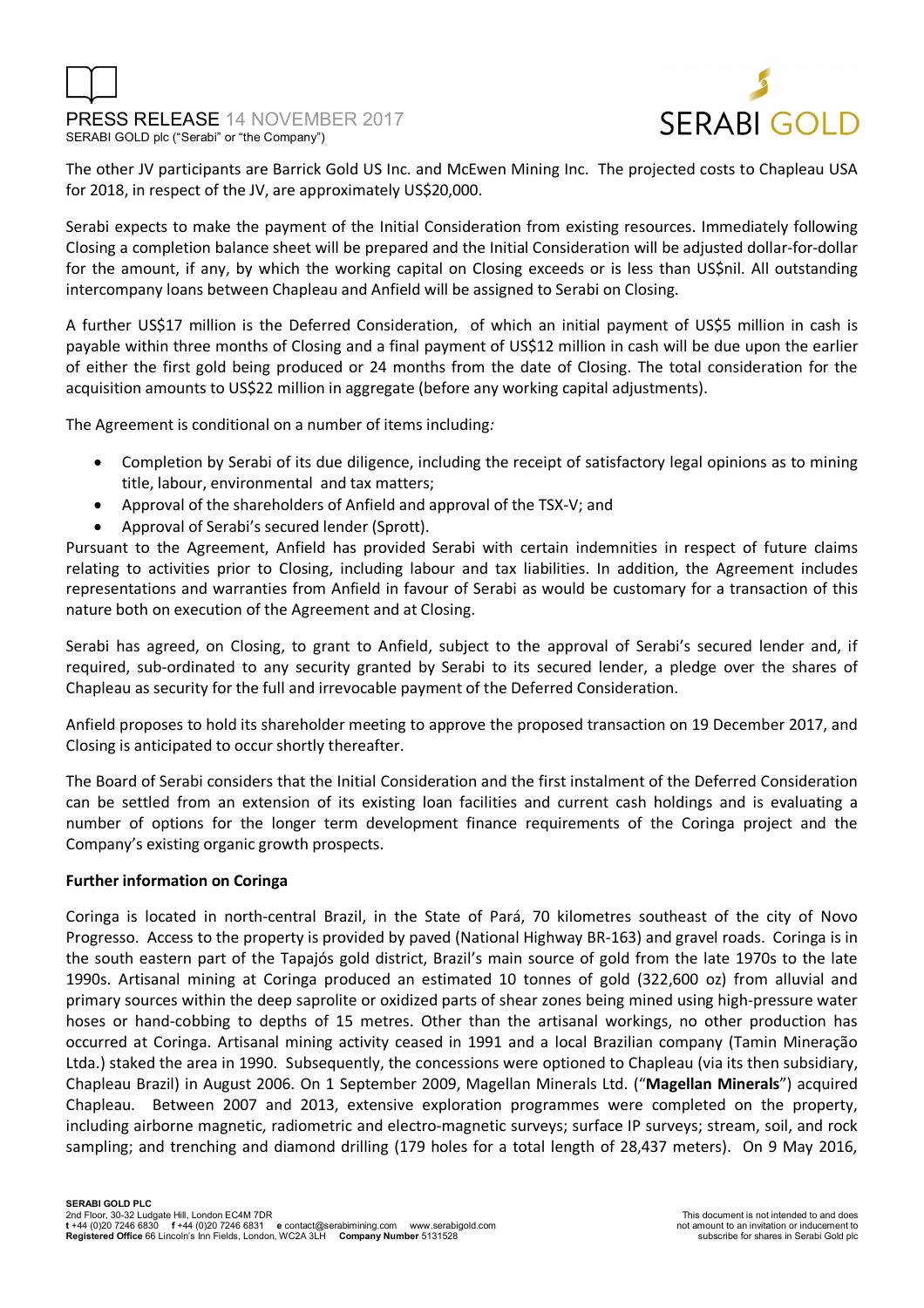The other JV participants are Barrick Gold US Inc. and McEwen Mining Inc. The projected costs to Chapleau USA for 2018, in respect of the JV, are approximately US$20,000.

Serabi expects to make the payment of the Initial Consideration from existing resources. Immediately following Closing a completion balance sheet will be prepared and the Initial Consideration will be adjusted dollar-for-dollar for the amount, if any, by which the working capital on Closing exceeds or is less than US$nil. All outstanding intercompany loans between Chapleau and Anfield will be assigned to Serabi on Closing.

A further US$17 million is the Deferred Consideration, of which an initial payment of US$5 million in cash is payable within three months of Closing and a final payment of US$12 million in cash will be due upon the earlier of either the first gold being produced or 24 months from the date of Closing. The total consideration for the acquisition amounts to US$22 million in aggregate (before any working capital adjustments).

The Agreement is conditional on a number of items including:

- Completion by Serabi of its due diligence, including the receipt of satisfactory legal opinions as to mining title, labour, environmental and tax matters;
- Approval of the shareholders of Anfield and approval of the TSX-V; and
- Approval of Serabi's secured lender (Sprott).

Pursuant to the Agreement, Anfield has provided Serabi with certain indemnities in respect of future claims relating to activities prior to Closing, including labour and tax liabilities. In addition, the Agreement includes representations and warranties from Anfield in favour of Serabi as would be customary for a transaction of this nature both on execution of the Agreement and at Closing.

Serabi has agreed, on Closing, to grant to Anfield, subject to the approval of Serabi's secured lender and, if required, sub-ordinated to any security granted by Serabi to its secured lender, a pledge over the shares of Chapleau as security for the full and irrevocable payment of the Deferred Consideration.

Anfield proposes to hold its shareholder meeting to approve the proposed transaction on 19 December 2017, and Closing is anticipated to occur shortly thereafter.

The Board of Serabi considers that the Initial Consideration and the first instalment of the Deferred Consideration can be settled from an extension of its existing loan facilities and current cash holdings and is evaluating a number of options for the longer term development finance requirements of the Coringa project and the Company's existing organic growth prospects.

**Further information on Coringa**

Coringa is located in north-central Brazil, in the State of Pará, 70 kilometres southeast of the city of Novo Progresso. Access to the property is provided by paved (National Highway BR-163) and gravel roads. Coringa is in the south eastern part of the Tapajós gold district, Brazil's main source of gold from the late 1970s to the late 1990s. Artisanal mining at Coringa produced an estimated 10 tonnes of gold (322,600 oz) from alluvial and primary sources within the deep saprolite or oxidized parts of shear zones being mined using high-pressure water hoses or hand-cobbing to depths of 15 metres. Other than the artisanal workings, no other production has occurred at Coringa. Artisanal mining activity ceased in 1991 and a local Brazilian company (Tamin Mineração Ltda.) staked the area in 1990. Subsequently, the concessions were optioned to Chapleau (via its then subsidiary, Chapleau Brazil) in August 2006. On 1 September 2009, Magellan Minerals Ltd. ("**Magellan Minerals**") acquired Chapleau. Between 2007 and 2013, extensive exploration programmes were completed on the property, including airborne magnetic, radiometric and electro-magnetic surveys; surface IP surveys; stream, soil, and rock sampling; and trenching and diamond drilling (179 holes for a total length of 28,437 meters). On 9 May 2016,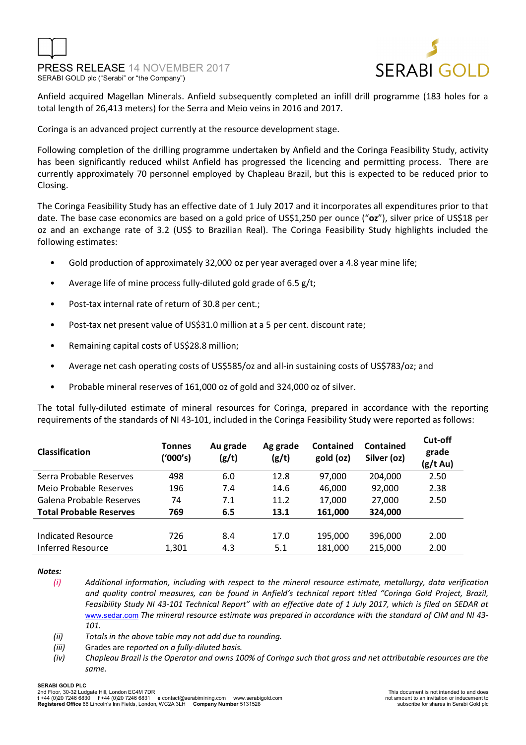Anfield acquired Magellan Minerals. Anfield subsequently completed an infill drill programme (183 holes for a total length of 26,413 meters) for the Serra and Meio veins in 2016 and 2017.

Coringa is an advanced project currently at the resource development stage.

Following completion of the drilling programme undertaken by Anfield and the Coringa Feasibility Study, activity has been significantly reduced whilst Anfield has progressed the licencing and permitting process. There are currently approximately 70 personnel employed by Chapleau Brazil, but this is expected to be reduced prior to Closing.

The Coringa Feasibility Study has an effective date of 1 July 2017 and it incorporates all expenditures prior to that date. The base case economics are based on a gold price of US$1,250 per ounce ("**oz**"), silver price of US$18 per oz and an exchange rate of 3.2 (US$ to Brazilian Real). The Coringa Feasibility Study highlights included the following estimates:

- Gold production of approximately 32,000 oz per year averaged over a 4.8 year mine life;
- Average life of mine process fully-diluted gold grade of 6.5 g/t;
- Post-tax internal rate of return of 30.8 per cent.;
- Post-tax net present value of US$31.0 million at a 5 per cent. discount rate;
- Remaining capital costs of US$28.8 million;
- Average net cash operating costs of US$585/oz and all-in sustaining costs of US$783/oz; and
- Probable mineral reserves of 161,000 oz of gold and 324,000 oz of silver.

The total fully-diluted estimate of mineral resources for Coringa, prepared in accordance with the reporting requirements of the standards of NI 43-101, included in the Coringa Feasibility Study were reported as follows:

| Classification | Tonnes ('000's) | Au grade (g/t) | Ag grade (g/t) | Contained gold (oz) | Contained Silver (oz) | Cut-off grade (g/t Au) |
|---|---|---|---|---|---|---|
| Serra Probable Reserves | 498 | 6.0 | 12.8 | 97,000 | 204,000 | 2.50 |
| Meio Probable Reserves | 196 | 7.4 | 14.6 | 46,000 | 92,000 | 2.38 |
| Galena Probable Reserves | 74 | 7.1 | 11.2 | 17,000 | 27,000 | 2.50 |
| **Total Probable Reserves** | **769** | **6.5** | **13.1** | **161,000** | **324,000** | |
| | | | | | | |
| Indicated Resource | 726 | 8.4 | 17.0 | 195,000 | 396,000 | 2.00 |
| Inferred Resource | 1,301 | 4.3 | 5.1 | 181,000 | 215,000 | 2.00 |

***Notes:***

*(i)* *Additional information, including with respect to the mineral resource estimate, metallurgy, data verification and quality control measures, can be found in Anfield's technical report titled "Coringa Gold Project, Brazil, Feasibility Study NI 43-101 Technical Report" with an effective date of 1 July 2017, which is filed on SEDAR at www.sedar.com The mineral resource estimate was prepared in accordance with the standard of CIM and NI 43-101.*

*(ii)* *Totals in the above table may not add due to rounding.*

*(iii)* Grades are *reported on a fully-diluted basis.*

*(iv)* *Chapleau Brazil is the Operator and owns 100% of Coringa such that gross and net attributable resources are the same.*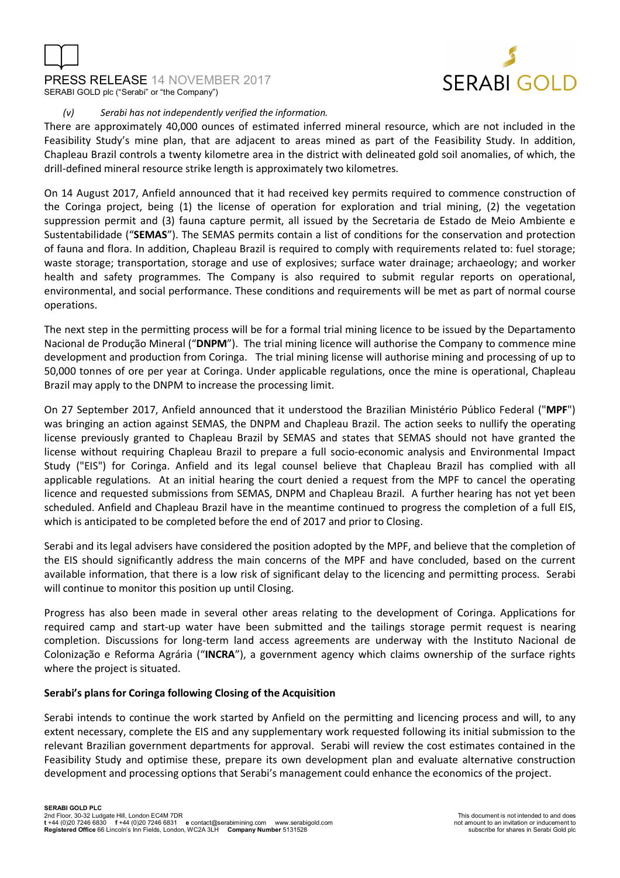*(v) Serabi has not independently verified the information.*

There are approximately 40,000 ounces of estimated inferred mineral resource, which are not included in the Feasibility Study's mine plan, that are adjacent to areas mined as part of the Feasibility Study. In addition, Chapleau Brazil controls a twenty kilometre area in the district with delineated gold soil anomalies, of which, the drill-defined mineral resource strike length is approximately two kilometres.

On 14 August 2017, Anfield announced that it had received key permits required to commence construction of the Coringa project, being (1) the license of operation for exploration and trial mining, (2) the vegetation suppression permit and (3) fauna capture permit, all issued by the Secretaria de Estado de Meio Ambiente e Sustentabilidade ("**SEMAS**"). The SEMAS permits contain a list of conditions for the conservation and protection of fauna and flora. In addition, Chapleau Brazil is required to comply with requirements related to: fuel storage; waste storage; transportation, storage and use of explosives; surface water drainage; archaeology; and worker health and safety programmes. The Company is also required to submit regular reports on operational, environmental, and social performance. These conditions and requirements will be met as part of normal course operations.

The next step in the permitting process will be for a formal trial mining licence to be issued by the Departamento Nacional de Produção Mineral ("**DNPM**"). The trial mining licence will authorise the Company to commence mine development and production from Coringa. The trial mining license will authorise mining and processing of up to 50,000 tonnes of ore per year at Coringa. Under applicable regulations, once the mine is operational, Chapleau Brazil may apply to the DNPM to increase the processing limit.

On 27 September 2017, Anfield announced that it understood the Brazilian Ministério Público Federal ("**MPF**") was bringing an action against SEMAS, the DNPM and Chapleau Brazil. The action seeks to nullify the operating license previously granted to Chapleau Brazil by SEMAS and states that SEMAS should not have granted the license without requiring Chapleau Brazil to prepare a full socio-economic analysis and Environmental Impact Study ("EIS") for Coringa. Anfield and its legal counsel believe that Chapleau Brazil has complied with all applicable regulations. At an initial hearing the court denied a request from the MPF to cancel the operating licence and requested submissions from SEMAS, DNPM and Chapleau Brazil. A further hearing has not yet been scheduled. Anfield and Chapleau Brazil have in the meantime continued to progress the completion of a full EIS, which is anticipated to be completed before the end of 2017 and prior to Closing.

Serabi and its legal advisers have considered the position adopted by the MPF, and believe that the completion of the EIS should significantly address the main concerns of the MPF and have concluded, based on the current available information, that there is a low risk of significant delay to the licencing and permitting process. Serabi will continue to monitor this position up until Closing.

Progress has also been made in several other areas relating to the development of Coringa. Applications for required camp and start-up water have been submitted and the tailings storage permit request is nearing completion. Discussions for long-term land access agreements are underway with the Instituto Nacional de Colonização e Reforma Agrária ("**INCRA**"), a government agency which claims ownership of the surface rights where the project is situated.

**Serabi's plans for Coringa following Closing of the Acquisition**

Serabi intends to continue the work started by Anfield on the permitting and licencing process and will, to any extent necessary, complete the EIS and any supplementary work requested following its initial submission to the relevant Brazilian government departments for approval. Serabi will review the cost estimates contained in the Feasibility Study and optimise these, prepare its own development plan and evaluate alternative construction development and processing options that Serabi's management could enhance the economics of the project.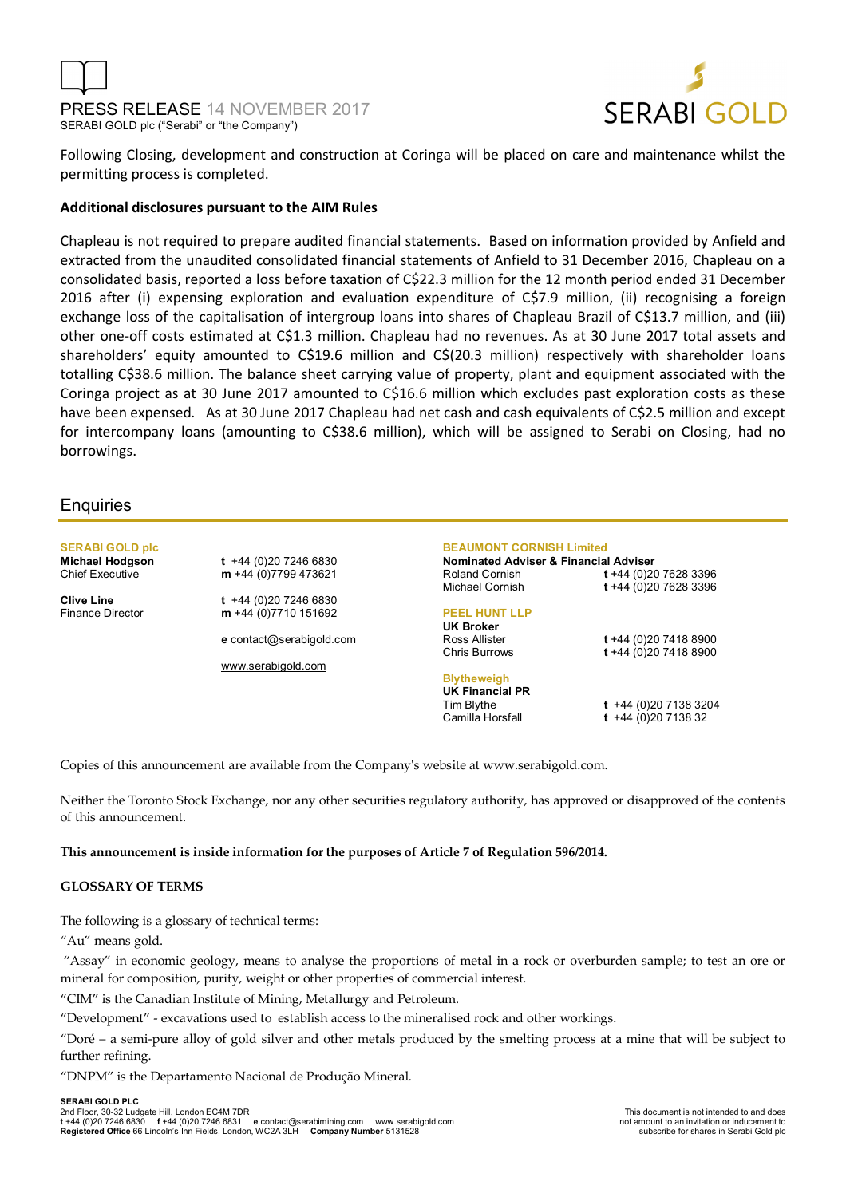Following Closing, development and construction at Coringa will be placed on care and maintenance whilst the permitting process is completed.

**Additional disclosures pursuant to the AIM Rules**

Chapleau is not required to prepare audited financial statements. Based on information provided by Anfield and extracted from the unaudited consolidated financial statements of Anfield to 31 December 2016, Chapleau on a consolidated basis, reported a loss before taxation of C$22.3 million for the 12 month period ended 31 December 2016 after (i) expensing exploration and evaluation expenditure of C$7.9 million, (ii) recognising a foreign exchange loss of the capitalisation of intergroup loans into shares of Chapleau Brazil of C$13.7 million, and (iii) other one-off costs estimated at C$1.3 million. Chapleau had no revenues. As at 30 June 2017 total assets and shareholders' equity amounted to C$19.6 million and C$(20.3 million) respectively with shareholder loans totalling C$38.6 million. The balance sheet carrying value of property, plant and equipment associated with the Coringa project as at 30 June 2017 amounted to C$16.6 million which excludes past exploration costs as these have been expensed. As at 30 June 2017 Chapleau had net cash and cash equivalents of C$2.5 million and except for intercompany loans (amounting to C$38.6 million), which will be assigned to Serabi on Closing, had no borrowings.

## Enquiries

**SERABI GOLD plc**

**Michael Hodgson** — t +44 (0)20 7246 6830
Chief Executive — m +44 (0)7799 473621

**Clive Line** — t +44 (0)20 7246 6830
Finance Director — m +44 (0)7710 151692

e contact@serabigold.com

www.serabigold.com

**BEAUMONT CORNISH Limited**
**Nominated Adviser & Financial Adviser**
Roland Cornish — t +44 (0)20 7628 3396
Michael Cornish — t +44 (0)20 7628 3396

**PEEL HUNT LLP**
**UK Broker**
Ross Allister — t +44 (0)20 7418 8900
Chris Burrows — t +44 (0)20 7418 8900

**Blytheweigh**
**UK Financial PR**
Tim Blythe — t +44 (0)20 7138 3204
Camilla Horsfall — t +44 (0)20 7138 32

Copies of this announcement are available from the Company's website at www.serabigold.com.

Neither the Toronto Stock Exchange, nor any other securities regulatory authority, has approved or disapproved of the contents of this announcement.

**This announcement is inside information for the purposes of Article 7 of Regulation 596/2014.**

**GLOSSARY OF TERMS**

The following is a glossary of technical terms:

"Au" means gold.

"Assay" in economic geology, means to analyse the proportions of metal in a rock or overburden sample; to test an ore or mineral for composition, purity, weight or other properties of commercial interest.

"CIM" is the Canadian Institute of Mining, Metallurgy and Petroleum.

"Development" - excavations used to establish access to the mineralised rock and other workings.

"Doré – a semi-pure alloy of gold silver and other metals produced by the smelting process at a mine that will be subject to further refining.

"DNPM" is the Departamento Nacional de Produção Mineral.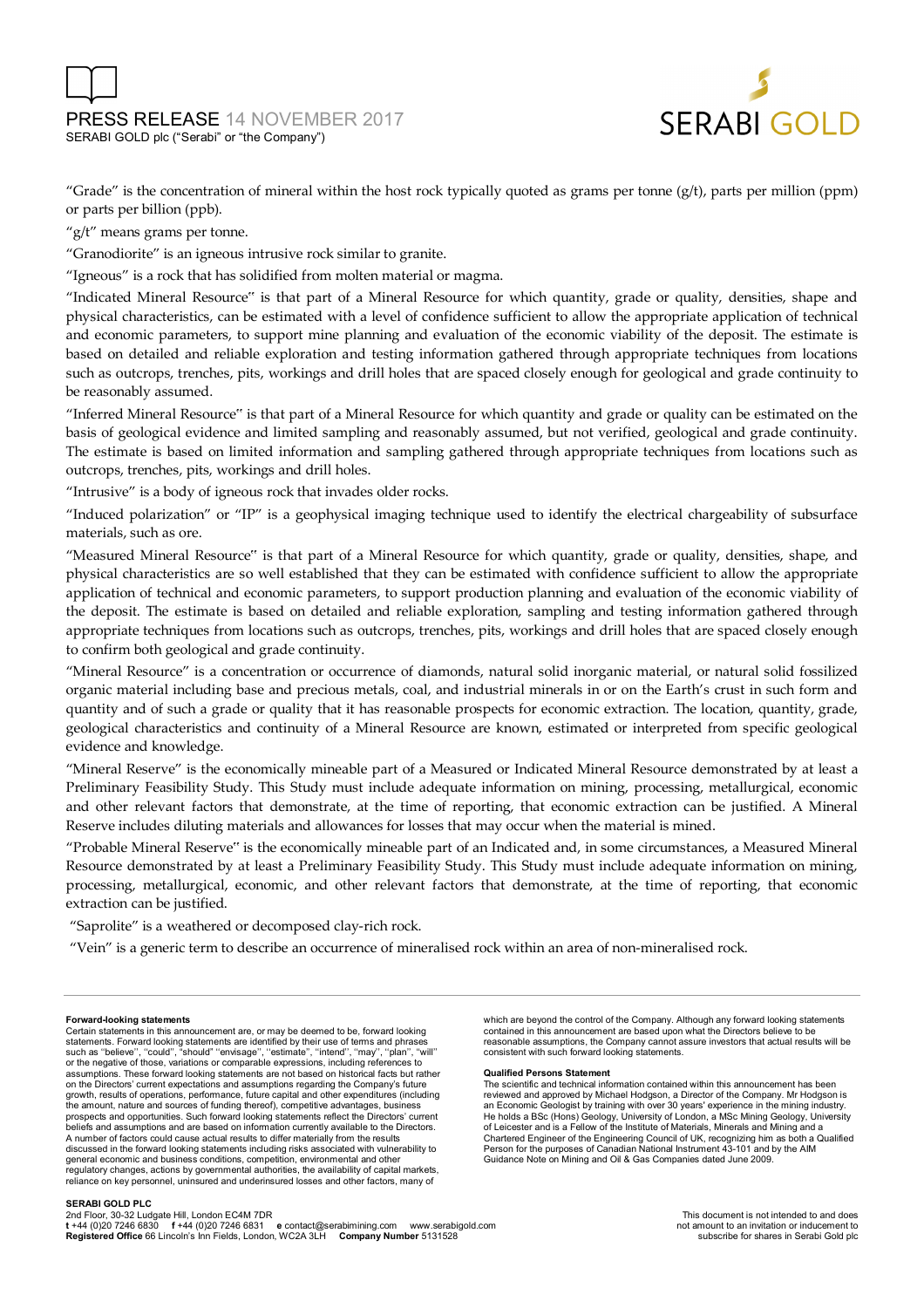"Grade" is the concentration of mineral within the host rock typically quoted as grams per tonne (g/t), parts per million (ppm) or parts per billion (ppb).

"g/t" means grams per tonne.

"Granodiorite" is an igneous intrusive rock similar to granite.

"Igneous" is a rock that has solidified from molten material or magma.

"Indicated Mineral Resource" is that part of a Mineral Resource for which quantity, grade or quality, densities, shape and physical characteristics, can be estimated with a level of confidence sufficient to allow the appropriate application of technical and economic parameters, to support mine planning and evaluation of the economic viability of the deposit. The estimate is based on detailed and reliable exploration and testing information gathered through appropriate techniques from locations such as outcrops, trenches, pits, workings and drill holes that are spaced closely enough for geological and grade continuity to be reasonably assumed.

"Inferred Mineral Resource" is that part of a Mineral Resource for which quantity and grade or quality can be estimated on the basis of geological evidence and limited sampling and reasonably assumed, but not verified, geological and grade continuity. The estimate is based on limited information and sampling gathered through appropriate techniques from locations such as outcrops, trenches, pits, workings and drill holes.

"Intrusive" is a body of igneous rock that invades older rocks.

"Induced polarization" or "IP" is a geophysical imaging technique used to identify the electrical chargeability of subsurface materials, such as ore.

"Measured Mineral Resource" is that part of a Mineral Resource for which quantity, grade or quality, densities, shape, and physical characteristics are so well established that they can be estimated with confidence sufficient to allow the appropriate application of technical and economic parameters, to support production planning and evaluation of the economic viability of the deposit. The estimate is based on detailed and reliable exploration, sampling and testing information gathered through appropriate techniques from locations such as outcrops, trenches, pits, workings and drill holes that are spaced closely enough to confirm both geological and grade continuity.

"Mineral Resource" is a concentration or occurrence of diamonds, natural solid inorganic material, or natural solid fossilized organic material including base and precious metals, coal, and industrial minerals in or on the Earth's crust in such form and quantity and of such a grade or quality that it has reasonable prospects for economic extraction. The location, quantity, grade, geological characteristics and continuity of a Mineral Resource are known, estimated or interpreted from specific geological evidence and knowledge.

"Mineral Reserve" is the economically mineable part of a Measured or Indicated Mineral Resource demonstrated by at least a Preliminary Feasibility Study. This Study must include adequate information on mining, processing, metallurgical, economic and other relevant factors that demonstrate, at the time of reporting, that economic extraction can be justified. A Mineral Reserve includes diluting materials and allowances for losses that may occur when the material is mined.

"Probable Mineral Reserve" is the economically mineable part of an Indicated and, in some circumstances, a Measured Mineral Resource demonstrated by at least a Preliminary Feasibility Study. This Study must include adequate information on mining, processing, metallurgical, economic, and other relevant factors that demonstrate, at the time of reporting, that economic extraction can be justified.

"Saprolite" is a weathered or decomposed clay-rich rock.

"Vein" is a generic term to describe an occurrence of mineralised rock within an area of non-mineralised rock.

**Forward-looking statements**

Certain statements in this announcement are, or may be deemed to be, forward looking statements. Forward looking statements are identified by their use of terms and phrases such as ''believe'', ''could'', "should" ''envisage'', ''estimate'', ''intend'', ''may'', ''plan'', ''will'' or the negative of those, variations or comparable expressions, including references to assumptions. These forward looking statements are not based on historical facts but rather on the Directors' current expectations and assumptions regarding the Company's future growth, results of operations, performance, future capital and other expenditures (including the amount, nature and sources of funding thereof), competitive advantages, business prospects and opportunities. Such forward looking statements reflect the Directors' current beliefs and assumptions and are based on information currently available to the Directors. A number of factors could cause actual results to differ materially from the results discussed in the forward looking statements including risks associated with vulnerability to general economic and business conditions, competition, environmental and other regulatory changes, actions by governmental authorities, the availability of capital markets, reliance on key personnel, uninsured and underinsured losses and other factors, many of which are beyond the control of the Company. Although any forward looking statements contained in this announcement are based upon what the Directors believe to be reasonable assumptions, the Company cannot assure investors that actual results will be consistent with such forward looking statements.

**Qualified Persons Statement**

The scientific and technical information contained within this announcement has been reviewed and approved by Michael Hodgson, a Director of the Company. Mr Hodgson is an Economic Geologist by training with over 30 years' experience in the mining industry. He holds a BSc (Hons) Geology, University of London, a MSc Mining Geology, University of Leicester and is a Fellow of the Institute of Materials, Minerals and Mining and a Chartered Engineer of the Engineering Council of UK, recognizing him as both a Qualified Person for the purposes of Canadian National Instrument 43-101 and by the AIM Guidance Note on Mining and Oil & Gas Companies dated June 2009.